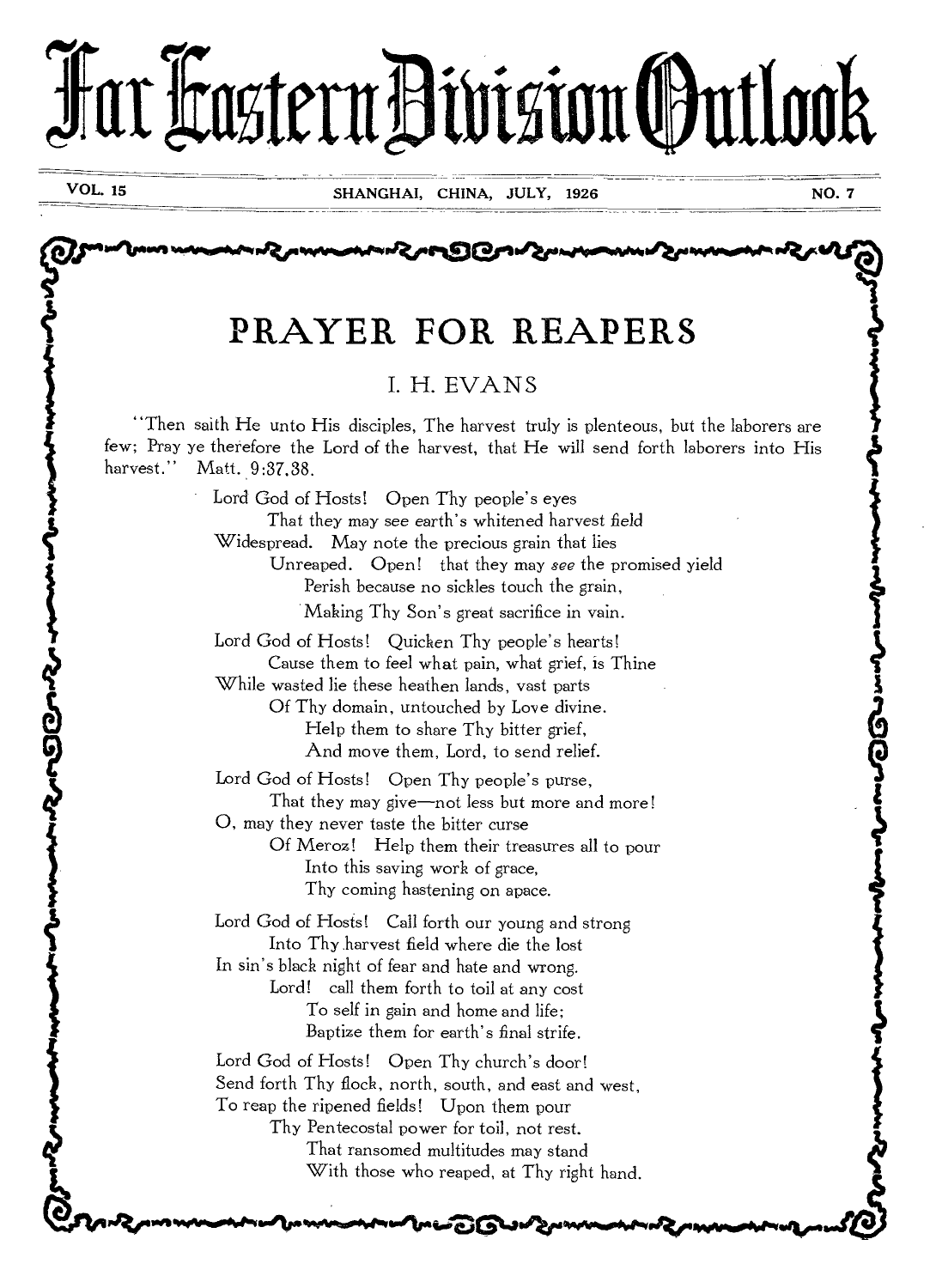# Far Eastern Division Outlook

VOL. 15 SHANGHAI, CHINA, JULY, 1926 NO. 7

## PRAYER FOR REAPERS

### I. H. EVANS

"Then saith He unto His disciples, The harvest truly is plenteous, but the laborers are few; Pray ye therefore the Lord of the harvest, that He will send forth laborers into His harvest." Matt. 9:37,38.

Lord God of Hosts! Open Thy people's eyes
That they may see earth's whitened harvest field
Widespread. May note the precious grain that lies
Unreaped. Open! that they may *see* the promised yield
Perish because no sickles touch the grain,
Making Thy Son's great sacrifice in vain.

Lord God of Hosts! Quicken Thy people's hearts!
Cause them to feel what pain, what grief, is Thine
While wasted lie these heathen lands, vast parts
Of Thy domain, untouched by Love divine.
Help them to share Thy bitter grief,
And move them, Lord, to send relief.

Lord God of Hosts! Open Thy people's purse,
That they may give—not less but more and more!
O, may they never taste the bitter curse
Of Meroz! Help them their treasures all to pour
Into this saving work of grace,
Thy coming hastening on apace.

Lord God of Hosts! Call forth our young and strong
Into Thy harvest field where die the lost
In sin's black night of fear and hate and wrong.
Lord! call them forth to toil at any cost
To self in gain and home and life;
Baptize them for earth's final strife.

Lord God of Hosts! Open Thy church's door!
Send forth Thy flock, north, south, and east and west,
To reap the ripened fields! Upon them pour
Thy Pentecostal power for toil, not rest.
That ransomed multitudes may stand
With those who reaped, at Thy right hand.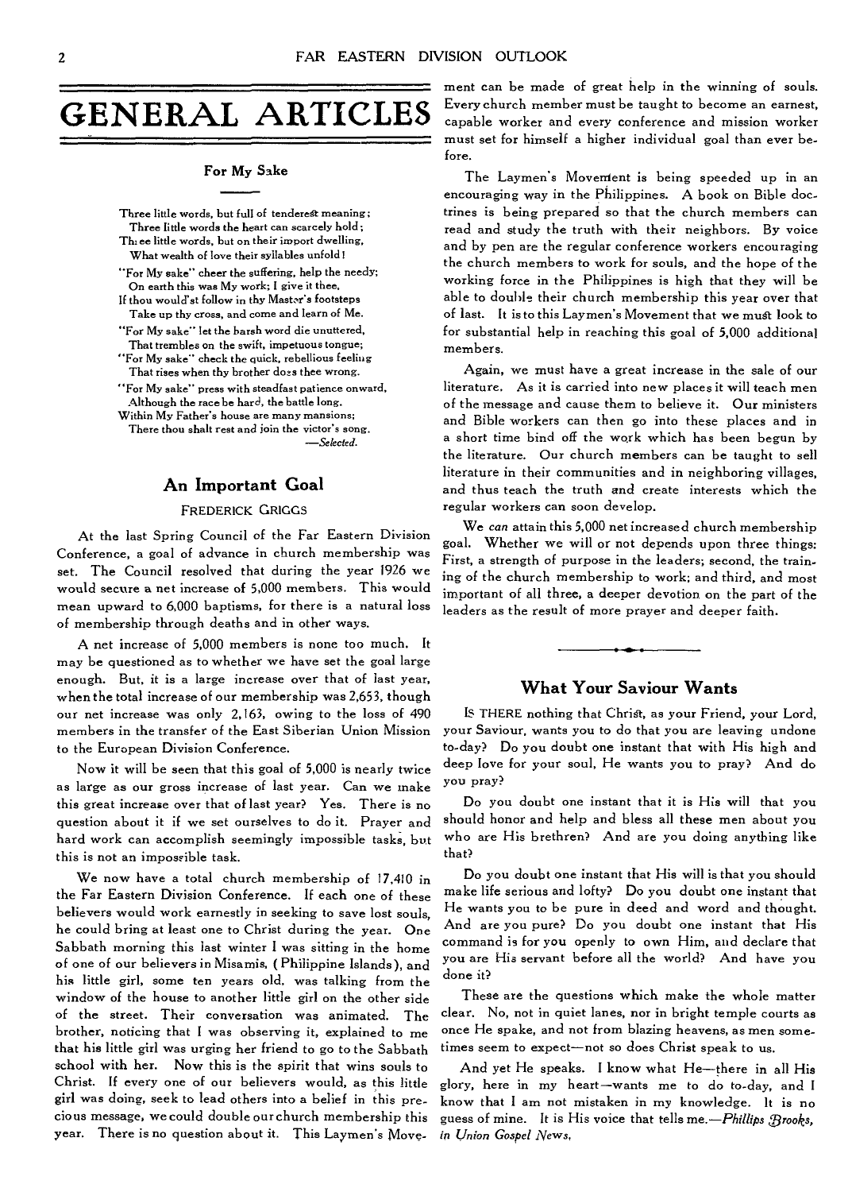# GENERAL ARTICLES

### For My Sake

Three little words, but full of tenderest meaning;
Three little words the heart can scarcely hold;
Three little words, but on their import dwelling,
What wealth of love their syllables unfold!

"For My sake" cheer the suffering, help the needy;
On earth this was My work; I give it thee,
If thou would'st follow in thy Master's footsteps
Take up thy cross, and come and learn of Me.

"For My sake" let the harsh word die unuttered,
That trembles on the swift, impetuous tongue;
"For My sake" check the quick, rebellious feeling
That rises when thy brother does thee wrong.

"For My sake" press with steadfast patience onward,
Although the race be hard, the battle long.
Within My Father's house are many mansions;
There thou shalt rest and join the victor's song.

—*Selected.*

## An Important Goal

FREDERICK GRIGGS

At the last Spring Council of the Far Eastern Division Conference, a goal of advance in church membership was set. The Council resolved that during the year 1926 we would secure a net increase of 5,000 members. This would mean upward to 6,000 baptisms, for there is a natural loss of membership through deaths and in other ways.

A net increase of 5,000 members is none too much. It may be questioned as to whether we have set the goal large enough. But, it is a large increase over that of last year, when the total increase of our membership was 2,653, though our net increase was only 2,163, owing to the loss of 490 members in the transfer of the East Siberian Union Mission to the European Division Conference.

Now it will be seen that this goal of 5,000 is nearly twice as large as our gross increase of last year. Can we make this great increase over that of last year? Yes. There is no question about it if we set ourselves to do it. Prayer and hard work can accomplish seemingly impossible tasks, but this is not an impossible task.

We now have a total church membership of 17,410 in the Far Eastern Division Conference. If each one of these believers would work earnestly in seeking to save lost souls, he could bring at least one to Christ during the year. One Sabbath morning this last winter I was sitting in the home of one of our believers in Misamis, (Philippine Islands), and his little girl, some ten years old, was talking from the window of the house to another little girl on the other side of the street. Their conversation was animated. The brother, noticing that I was observing it, explained to me that his little girl was urging her friend to go to the Sabbath school with her. Now this is the spirit that wins souls to Christ. If every one of our believers would, as this little girl was doing, seek to lead others into a belief in this precious message, we could double our church membership this year. There is no question about it. This Laymen's Movement can be made of great help in the winning of souls. Every church member must be taught to become an earnest, capable worker and every conference and mission worker must set for himself a higher individual goal than ever before.

The Laymen's Movement is being speeded up in an encouraging way in the Philippines. A book on Bible doctrines is being prepared so that the church members can read and study the truth with their neighbors. By voice and by pen are the regular conference workers encouraging the church members to work for souls, and the hope of the working force in the Philippines is high that they will be able to double their church membership this year over that of last. It is to this Laymen's Movement that we must look to for substantial help in reaching this goal of 5,000 additional members.

Again, we must have a great increase in the sale of our literature. As it is carried into new places it will teach men of the message and cause them to believe it. Our ministers and Bible workers can then go into these places and in a short time bind off the work which has been begun by the literature. Our church members can be taught to sell literature in their communities and in neighboring villages, and thus teach the truth and create interests which the regular workers can soon develop.

We *can* attain this 5,000 net increased church membership goal. Whether we will or not depends upon three things: First, a strength of purpose in the leaders; second, the training of the church membership to work; and third, and most important of all three, a deeper devotion on the part of the leaders as the result of more prayer and deeper faith.

---

## What Your Saviour Wants

IS THERE nothing that Christ, as your Friend, your Lord, your Saviour, wants you to do that you are leaving undone to-day? Do you doubt one instant that with His high and deep love for your soul, He wants you to pray? And do you pray?

Do you doubt one instant that it is His will that you should honor and help and bless all these men about you who are His brethren? And are you doing anything like that?

Do you doubt one instant that His will is that you should make life serious and lofty? Do you doubt one instant that He wants you to be pure in deed and word and thought. And are you pure? Do you doubt one instant that His command is for you openly to own Him, and declare that you are His servant before all the world? And have you done it?

These are the questions which make the whole matter clear. No, not in quiet lanes, nor in bright temple courts as once He spake, and not from blazing heavens, as men sometimes seem to expect—not so does Christ speak to us.

And yet He speaks. I know what He—there in all His glory, here in my heart—wants me to do to-day, and I know that I am not mistaken in my knowledge. It is no guess of mine. It is His voice that tells me.—*Phillips Brooks, in Union Gospel News.*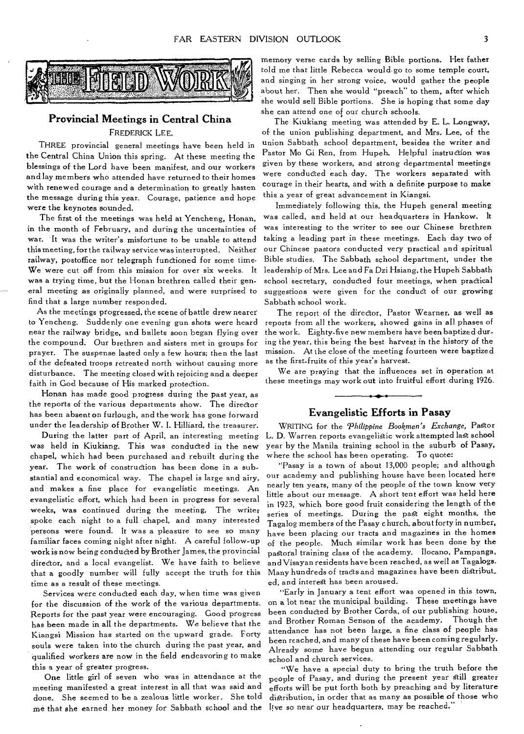# THE FIELD WORK

## Provincial Meetings in Central China

FREDERICK LEE.

THREE provincial general meetings have been held in the Central China Union this spring. At these meeting the blessings of the Lord have been manifest, and our workers and lay members who attended have returned to their homes with renewed courage and a determination to greatly hasten the message during this year. Courage, patience and hope were the keynotes sounded.

The first of the meetings was held at Yencheng, Honan, in the month of February, and during the uncertainties of war. It was the writer's misfortune to be unable to attend this meeting, for the railway service was interrupted. Neither railway, postoffice nor telegraph functioned for some time. We were cut off from this mission for over six weeks. It was a trying time, but the Honan brethren called their general meeting as originally planned, and were surprised to find that a large number responded.

As the meetings progressed, the scene of battle drew nearer to Yencheng. Suddenly one evening gun shots were heard near the railway bridge, and bullets soon began flying over the compound. Our brethren and sisters met in groups for prayer. The suspense lasted only a few hours; then the last of the defeated troops retreated north without causing more disturbance. The meeting closed with rejoicing and a deeper faith in God because of His marked protection.

Honan has made good progress during the past year, as the reports of the various departments show. The director has been absent on furlough, and the work has gone forward under the leadership of Brother W. I. Hilliard, the treasurer.

During the latter part of April, an interesting meeting was held in Kiukiang. This was conducted in the new chapel, which had been purchased and rebuilt during the year. The work of construction has been done in a substantial and economical way. The chapel is large and airy, and makes a fine place for evangelistic meetings. An evangelistic effort, which had been in progress for several weeks, was continued during the meeting. The writer spoke each night to a full chapel, and many interested persons were found. It was a pleasure to see so many familiar faces coming night after night. A careful follow-up work is now being conducted by Brother James, the provincial director, and a local evangelist. We have faith to believe that a goodly number will fully accept the truth for this time as a result of these meetings.

Services were conducted each day, when time was given for the discussion of the work of the various departments. Reports for the past year were encouraging. Good progress has been made in all the departments. We believe that the Kiangsi Mission has started on the upward grade. Forty souls were taken into the church during the past year, and qualified workers are now in the field endeavoring to make this a year of greater progress.

One little girl of seven who was in attendance at the meeting manifested a great interest in all that was said and done. She seemed to be a zealous little worker. She told me that she earned her money for Sabbath school and the memory verse cards by selling Bible portions. Her father told me that little Rebecca would go to some temple court, and singing in her strong voice, would gather the people about her. Then she would "preach" to them, after which she would sell Bible portions. She is hoping that some day she can attend one of our church schools.

The Kiukiang meeting was attended by E. L. Longway, of the union publishing department, and Mrs. Lee, of the union Sabbath school department, besides the writer and Pastor Mo Gi Ren, from Hupeh. Helpful instruction was given by these workers, and strong departmental meetings were conducted each day. The workers separated with courage in their hearts, and with a definite purpose to make this a year of great advancement in Kiangsi.

Immediately following this, the Hupeh general meeting was called, and held at our headquarters in Hankow. It was interesting to the writer to see our Chinese brethren taking a leading part in these meetings. Each day two of our Chinese pastors conducted very practical and spiritual Bible studies. The Sabbath school department, under the leadership of Mrs. Lee and Fa Dzi Hsiang, the Hupeh Sabbath school secretary, conducted four meetings, when practical suggestions were given for the conduct of our growing Sabbath school work.

The report of the director, Pastor Wearner, as well as reports from all the workers, showed gains in all phases of the work. Eighty-five new members have been baptized during the year, this being the best harvest in the history of the mission. At the close of the meeting fourteen were baptized as the first-fruits of this year's harvest.

We are praying that the influences set in operation at these meetings may work out into fruitful effort during 1926.

## Evangelistic Efforts in Pasay

WRITING for the *Philippine Bookmen's Exchange,* Pastor L. D. Warren reports evangelistic work attempted last school year by the Manila training school in the suburb of Pasay, where the school has been operating. To quote:

"Pasay is a town of about 13,000 people; and although our academy and publishing house have been located here nearly ten years, many of the people of the town know very little about our message. A short tent effort was held here in 1923, which bore good fruit considering the length of the series of meetings. During the past eight months, the Tagalog members of the Pasay church, about forty in number, have been placing our tracts and magazines in the homes of the people. Much similar work has been done by the pastoral training class of the academy. Ilocano, Pampanga, and Visayan residents have been reached, as well as Tagalogs. Many hundreds of tracts and magazines have been distributed, and interest has been aroused.

"Early in January a tent effort was opened in this town, on a lot near the municipal building. These meetings have been conducted by Brother Corda, of our publishing house, and Brother Roman Senson of the academy. Though the attendance has not been large, a fine class of people has been reached, and many of these have been coming regularly. Already some have begun attending our regular Sabbath school and church services.

"We have a special duty to bring the truth before the people of Pasay, and during the present year still greater efforts will be put forth both by preaching and by literature distribution, in order that as many as possible of those who live so near our headquarters, may be reached."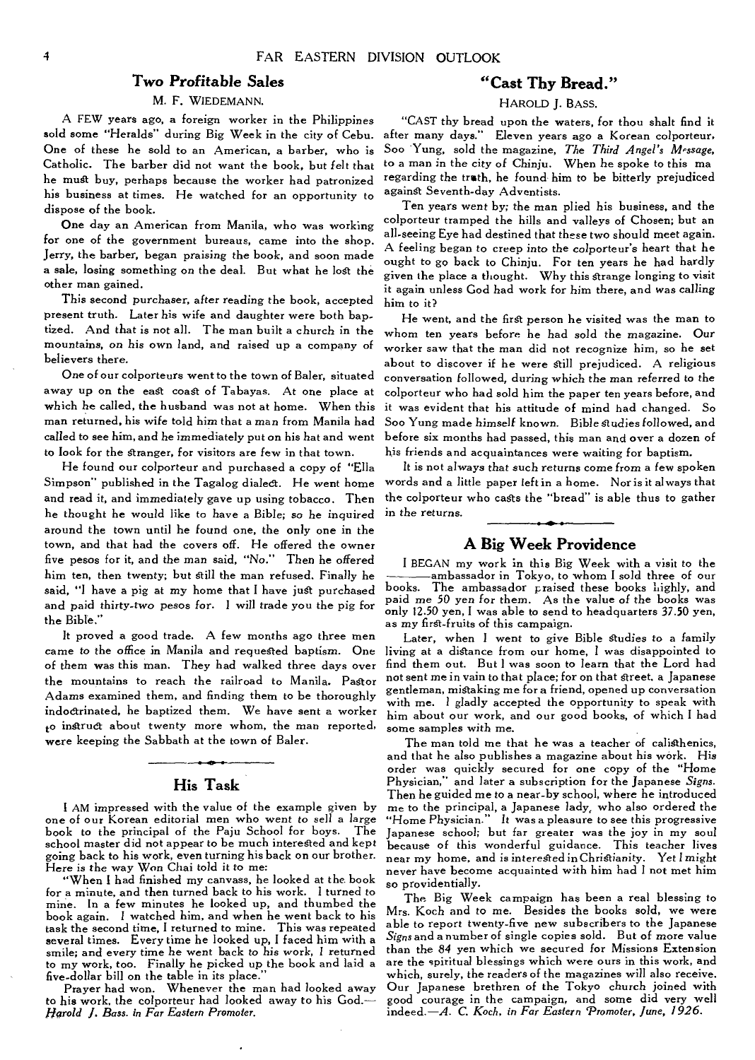## Two Profitable Sales

M. F. WIEDEMANN.

A FEW years ago, a foreign worker in the Philippines sold some "Heralds" during Big Week in the city of Cebu. One of these he sold to an American, a barber, who is Catholic. The barber did not want the book, but felt that he must buy, perhaps because the worker had patronized his business at times. He watched for an opportunity to dispose of the book.

One day an American from Manila, who was working for one of the government bureaus, came into the shop. Jerry, the barber, began praising the book, and soon made a sale, losing something on the deal. But what he lost the other man gained.

This second purchaser, after reading the book, accepted present truth. Later his wife and daughter were both baptized. And that is not all. The man built a church in the mountains, on his own land, and raised up a company of believers there.

One of our colporteurs went to the town of Baler, situated away up on the east coast of Tabayas. At one place at which he called, the husband was not at home. When this man returned, his wife told him that a man from Manila had called to see him, and he immediately put on his hat and went to look for the stranger, for visitors are few in that town.

He found our colporteur and purchased a copy of "Ella Simpson" published in the Tagalog dialect. He went home and read it, and immediately gave up using tobacco. Then he thought he would like to have a Bible; so he inquired around the town until he found one, the only one in the town, and that had the covers off. He offered the owner five pesos for it, and the man said, "No." Then he offered him ten, then twenty; but still the man refused. Finally he said, "I have a pig at my home that I have just purchased and paid thirty-two pesos for. I will trade you the pig for the Bible."

It proved a good trade. A few months ago three men came to the office in Manila and requested baptism. One of them was this man. They had walked three days over the mountains to reach the railroad to Manila. Pastor Adams examined them, and finding them to be thoroughly indoctrinated, he baptized them. We have sent a worker to instruct about twenty more whom, the man reported, were keeping the Sabbath at the town of Baler.

## His Task

I AM impressed with the value of the example given by one of our Korean editorial men who went to sell a large book to the principal of the Paju School for boys. The school master did not appear to be much interested and kept going back to his work, even turning his back on our brother. Here is the way Won Chai told it to me:

"When I had finished my canvass, he looked at the book for a minute, and then turned back to his work. I turned to mine. In a few minutes he looked up, and thumbed the book again. I watched him, and when he went back to his task the second time, I returned to mine. This was repeated several times. Every time he looked up, I faced him with a smile; and every time he went back to his work, I returned to my work, too. Finally he picked up the book and laid a five-dollar bill on the table in its place."

Prayer had won. Whenever the man had looked away to his work, the colporteur had looked away to his God.—*Harold J. Bass. in Far Eastern Promoter.*

## "Cast Thy Bread."

HAROLD J. BASS.

"CAST thy bread upon the waters, for thou shalt find it after many days." Eleven years ago a Korean colporteur, Soo Yung, sold the magazine, *The Third Angel's Message*, to a man in the city of Chinju. When he spoke to this man regarding the truth, he found him to be bitterly prejudiced against Seventh-day Adventists.

Ten years went by; the man plied his business, and the colporteur tramped the hills and valleys of Chosen; but an all-seeing Eye had destined that these two should meet again. A feeling began to creep into the colporteur's heart that he ought to go back to Chinju. For ten years he had hardly given the place a thought. Why this strange longing to visit it again unless God had work for him there, and was calling him to it?

He went, and the first person he visited was the man to whom ten years before he had sold the magazine. Our worker saw that the man did not recognize him, so he set about to discover if he were still prejudiced. A religious conversation followed, during which the man referred to the colporteur who had sold him the paper ten years before, and it was evident that his attitude of mind had changed. So Soo Yung made himself known. Bible studies followed, and before six months had passed, this man and over a dozen of his friends and acquaintances were waiting for baptism.

It is not always that such returns come from a few spoken words and a little paper left in a home. Nor is it always that the colporteur who casts the "bread" is able thus to gather in the returns.

## A Big Week Providence

I BEGAN my work in this Big Week with a visit to the ——— ambassador in Tokyo, to whom I sold three of our books. The ambassador praised these books highly, and paid me 50 yen for them. As the value of the books was only 12.50 yen, I was able to send to headquarters 37.50 yen, as my first-fruits of this campaign.

Later, when I went to give Bible studies to a family living at a distance from our home, I was disappointed to find them out. But I was soon to learn that the Lord had not sent me in vain to that place; for on that street, a Japanese gentleman, mistaking me for a friend, opened up conversation with me. I gladly accepted the opportunity to speak with him about our work, and our good books, of which I had some samples with me.

The man told me that he was a teacher of calisthenics, and that he also publishes a magazine about his work. His order was quickly secured for one copy of the "Home Physician," and later a subscription for the Japanese *Signs*. Then he guided me to a near-by school, where he introduced me to the principal, a Japanese lady, who also ordered the "Home Physician." It was a pleasure to see this progressive Japanese school; but far greater was the joy in my soul because of this wonderful guidance. This teacher lives near my home, and is interested in Christianity. Yet I might never have become acquainted with him had I not met him so providentially.

The Big Week campaign has been a real blessing to Mrs. Koch and to me. Besides the books sold, we were able to report twenty-five new subscribers to the Japanese *Signs* and a number of single copies sold. But of more value than the 84 yen which we secured for Missions Extension are the spiritual blessings which were ours in this work, and which, surely, the readers of the magazines will also receive. Our Japanese brethren of the Tokyo church joined with good courage in the campaign, and some did very well indeed.—*A. C. Koch, in Far Eastern Promoter, June, 1926.*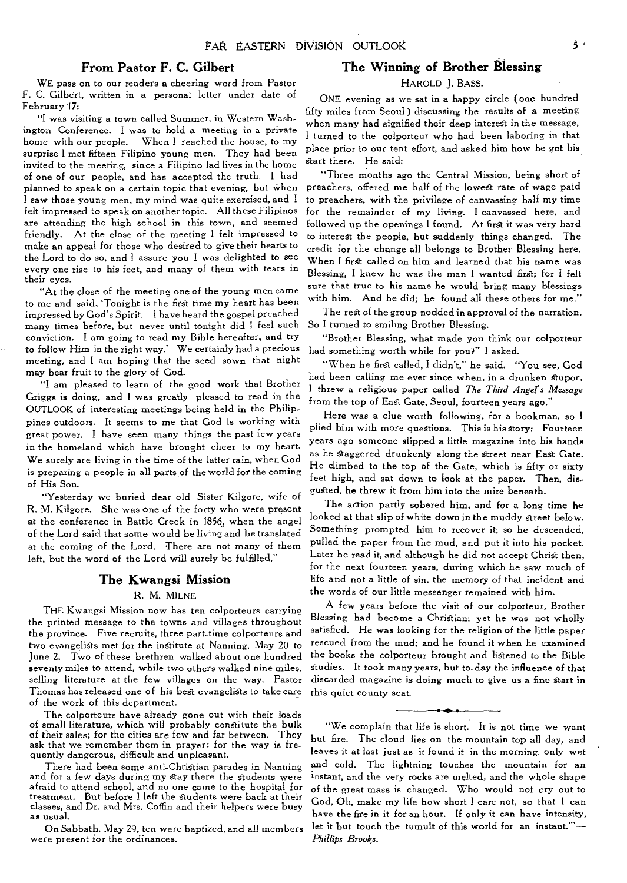## From Pastor F. C. Gilbert

WE pass on to our readers a cheering word from Pastor F. C. Gilbert, written in a personal letter under date of February 17:

"I was visiting a town called Summer, in Western Washington Conference. I was to hold a meeting in a private home with our people. When I reached the house, to my surprise I met fifteen Filipino young men. They had been invited to the meeting, since a Filipino lad lives in the home of one of our people, and has accepted the truth. I had planned to speak on a certain topic that evening, but when I saw those young men, my mind was quite exercised, and I felt impressed to speak on another topic. All these Filipinos are attending the high school in this town, and seemed friendly. At the close of the meeting I felt impressed to make an appeal for those who desired to give their hearts to the Lord to do so, and I assure you I was delighted to see every one rise to his feet, and many of them with tears in their eyes.

"At the close of the meeting one of the young men came to me and said, 'Tonight is the first time my heart has been impressed by God's Spirit. I have heard the gospel preached many times before, but never until tonight did I feel such conviction. I am going to read my Bible hereafter, and try to follow Him in the right way.' We certainly had a precious meeting, and I am hoping that the seed sown that night may bear fruit to the glory of God.

"I am pleased to learn of the good work that Brother Griggs is doing, and I was greatly pleased to read in the OUTLOOK of interesting meetings being held in the Philippines outdoors. It seems to me that God is working with great power. I have seen many things the past few years in the homeland which have brought cheer to my heart. We surely are living in the time of the latter rain, when God is preparing a people in all parts of the world for the coming of His Son.

"Yesterday we buried dear old Sister Kilgore, wife of R. M. Kilgore. She was one of the forty who were present at the conference in Battle Creek in 1856, when the angel of the Lord said that some would be living and be translated at the coming of the Lord. There are not many of them left, but the word of the Lord will surely be fulfilled."

## The Kwangsi Mission

R. M. MILNE

THE Kwangsi Mission now has ten colporteurs carrying the printed message to the towns and villages throughout the province. Five recruits, three part-time colporteurs and two evangelists met for the institute at Nanning, May 20 to June 2. Two of these brethren walked about one hundred seventy miles to attend, while two others walked nine miles, selling literature at the few villages on the way. Pastor Thomas has released one of his best evangelists to take care of the work of this department.

The colporteurs have already gone out with their loads of small literature, which will probably constitute the bulk of their sales; for the cities are few and far between. They ask that we remember them in prayer; for the way is frequently dangerous, difficult and unpleasant.

There had been some anti-Christian parades in Nanning and for a few days during my stay there the students were afraid to attend school, and no one came to the hospital for treatment. But before I left the students were back at their classes, and Dr. and Mrs. Coffin and their helpers were busy as usual.

On Sabbath, May 29, ten were baptized, and all members were present for the ordinances.

## The Winning of Brother Blessing

HAROLD J. BASS.

ONE evening as we sat in a happy circle (one hundred fifty miles from Seoul) discussing the results of a meeting when many had signified their deep interest in the message, I turned to the colporteur who had been laboring in that place prior to our tent effort, and asked him how he got his start there. He said:

"Three months ago the Central Mission, being short of preachers, offered me half of the lowest rate of wage paid to preachers, with the privilege of canvassing half my time for the remainder of my living. I canvassed here, and followed up the openings I found. At first it was very hard to interest the people, but suddenly things changed. The credit for the change all belongs to Brother Blessing here. When I first called on him and learned that his name was Blessing, I knew he was the man I wanted first; for I felt sure that true to his name he would bring many blessings with him. And he did; he found all these others for me."

The rest of the group nodded in approval of the narration. So I turned to smiling Brother Blessing.

"Brother Blessing, what made you think our colporteur had something worth while for you?" I asked.

"When he first called, I didn't," he said. "You see, God had been calling me ever since when, in a drunken stupor, I threw a religious paper called *The Third Angel's Message* from the top of East Gate, Seoul, fourteen years ago."

Here was a clue worth following, for a bookman, so I plied him with more questions. This is his story: Fourteen years ago someone slipped a little magazine into his hands as he staggered drunkenly along the street near East Gate. He climbed to the top of the Gate, which is fifty or sixty feet high, and sat down to look at the paper. Then, disgusted, he threw it from him into the mire beneath.

The action partly sobered him, and for a long time he looked at that slip of white down in the muddy street below. Something prompted him to recover it; so he descended, pulled the paper from the mud, and put it into his pocket. Later he read it, and although he did not accept Christ then, for the next fourteen years, during which he saw much of life and not a little of sin, the memory of that incident and the words of our little messenger remained with him.

A few years before the visit of our colporteur, Brother Blessing had become a Christian; yet he was not wholly satisfied. He was looking for the religion of the little paper rescued from the mud; and he found it when he examined the books the colporteur brought and listened to the Bible studies. It took many years, but to-day the influence of that discarded magazine is doing much to give us a fine start in this quiet county seat.

---

"We complain that life is short. It is not time we want but fire. The cloud lies on the mountain top all day, and leaves it at last just as it found it in the morning, only wet and cold. The lightning touches the mountain for an instant, and the very rocks are melted, and the whole shape of the great mass is changed. Who would not cry out to God, Oh, make my life how short I care not, so that I can have the fire in it for an hour. If only it can have intensity, let it but touch the tumult of this world for an instant.'"—*Phillips Brooks*.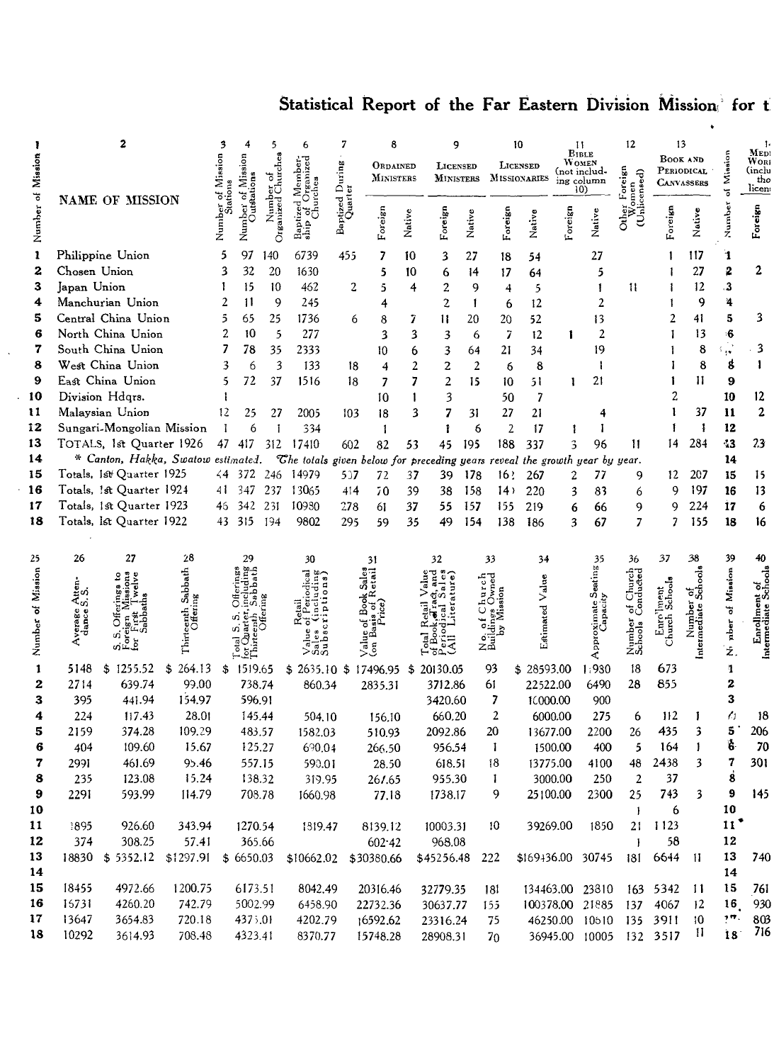# Statistical Report of the Far Eastern Division Mission for t

| 1 | 2 | 3 | 4 | 5 | 6 | 7 | 8 | | 9 | | 10 | | 11 | | 12 | 13 | | 1 | 14 |
|---|---|---|---|---|---|---|---|---|---|---|---|---|---|---|---|---|---|---|---|
| Number of Mission | NAME OF MISSION | Number of Mission Stations | Number of Mission Outstations | Number of Organized Churches | Baptized Membership of Organized Churches | Baptized During Quarter | Ordained Ministers | | Licensed Ministers | | Licensed Missionaries | | Bible Women (not including column 10) | | Other Foreign Women (Unlicensed) | Book and Periodical Canvassers | | Number of Mission | Medi Work (inclu tho licen |
| | | | | | | | Foreign | Native | Foreign | Native | Foreign | Native | Foreign | Native | | Foreign | Native | | Foreign |
| 1 | Philippine Union | 5 | 97 | 140 | 6739 | 455 | 7 | 10 | 3 | 27 | 18 | 54 | | 27 | | 1 | 117 | 1 | |
| 2 | Chosen Union | 3 | 32 | 20 | 1630 | | 5 | 10 | 6 | 14 | 17 | 64 | | 5 | | 1 | 27 | 2 | 2 |
| 3 | Japan Union | 1 | 15 | 10 | 462 | 2 | 5 | 4 | 2 | 9 | 4 | 5 | | 1 | 11 | 1 | 12 | 3 | |
| 4 | Manchurian Union | 2 | 11 | 9 | 245 | | 4 | | 2 | 1 | 6 | 12 | | 2 | | 1 | 9 | 4 | |
| 5 | Central China Union | 5 | 65 | 25 | 1736 | 6 | 8 | 7 | 11 | 20 | 20 | 52 | | 13 | | 2 | 41 | 5 | 3 |
| 6 | North China Union | 2 | 10 | 5 | 277 | | 3 | 3 | 3 | 6 | 7 | 12 | 1 | 2 | | 1 | 13 | 6 | |
| 7 | South China Union | 7 | 78 | 35 | 2333 | | 10 | 6 | 3 | 64 | 21 | 34 | | 19 | | 1 | 8 | 7 | 3 |
| 8 | West China Union | 3 | 6 | 3 | 133 | 18 | 4 | 2 | 2 | 2 | 6 | 8 | | 1 | | 1 | 8 | 8 | 1 |
| 9 | East China Union | 5 | 72 | 37 | 1516 | 18 | 7 | 7 | 2 | 15 | 10 | 51 | 1 | 21 | | 1 | 11 | 9 | |
| 10 | Division Hdqrs. | 1 | | | | | 10 | 1 | 3 | | 50 | 7 | | | | 2 | | 10 | 12 |
| 11 | Malaysian Union | 12 | 25 | 27 | 2005 | 103 | 18 | 3 | 7 | 31 | 27 | 21 | | 4 | | 1 | 37 | 11 | 2 |
| 12 | Sungari-Mongolian Mission | 1 | 6 | 1 | 334 | | 1 | | 1 | 6 | 2 | 17 | 1 | 1 | | 1 | 1 | 12 | |
| 13 | TOTALS, 1st Quarter 1926 | 47 | 417 | 312 | 17410 | 602 | 82 | 53 | 45 | 195 | 188 | 337 | 3 | 96 | 11 | 14 | 284 | 13 | 23 |
| 14 | * Canton, Hakka, Swatow estimated. The totals given below for preceding years reveal the growth year by year. | | | | | | | | | | | | | | | | | 14 | |
| 15 | Totals, 1st Quarter 1925 | 44 | 372 | 246 | 14979 | 537 | 72 | 37 | 39 | 178 | 162 | 267 | 2 | 77 | 9 | 12 | 207 | 15 | 15 |
| 16 | Totals, 1st Quarter 1924 | 41 | 347 | 237 | 13065 | 414 | 70 | 39 | 38 | 158 | 141 | 220 | 3 | 83 | 6 | 9 | 197 | 16 | 13 |
| 17 | Totals, 1st Quarter 1923 | 46 | 342 | 231 | 10980 | 278 | 61 | 37 | 55 | 157 | 155 | 219 | 6 | 66 | 9 | 9 | 224 | 17 | 6 |
| 18 | Totals, 1st Quarter 1922 | 43 | 315 | 194 | 9802 | 295 | 59 | 35 | 49 | 154 | 138 | 186 | 3 | 67 | 7 | 7 | 155 | 18 | 16 |

| 25 | 26 | 27 | 28 | 29 | 30 | 31 | 32 | 33 | 34 | 35 | 36 | 37 | 38 | 39 | 40 |
|---|---|---|---|---|---|---|---|---|---|---|---|---|---|---|---|
| Number of Mission | Average Attendance S.S. | S. S. Offerings to Foreign Missions for First Twelve Sabbaths | Thirteenth Sabbath Offering | Total S. S. Offerings for Quarter, including Thirteenth Sabbath Offering | Retail Value of Periodical Sales (including Subscriptions) | Value of Book Sales (on Basis of Retail Price) | Total Retail Value of Book, Tract, and Periodical Sales (All Literature) | No. of Church Buildings Owned by Mission | Estimated Value | Approximate Seating Capacity | Number of Church Schools Conducted | Enrollment Church Schools | Number of Intermediate Schools | Number of Mission | Enrollment of Intermediate Schools |
| 1 | 5148 | $ 1255.52 | $ 264.13 | $ 1519.65 | $ 2635.10 | $ 17496.95 | $ 20130.05 | 93 | $ 28593.00 | 1930 | 18 | 673 | | 1 | |
| 2 | 2714 | 639.74 | 99.00 | 738.74 | 860.34 | 2835.31 | 3712.86 | 61 | 22522.00 | 6490 | 28 | 855 | | 2 | |
| 3 | 395 | 441.94 | 154.97 | 596.91 | | | 3420.60 | 7 | 10000.00 | 900 | | | | 3 | |
| 4 | 224 | 117.43 | 28.01 | 145.44 | 504.10 | 156.10 | 660.20 | 2 | 6000.00 | 275 | 6 | 112 | 1 | 4 | 18 |
| 5 | 2159 | 374.28 | 109.29 | 483.57 | 1582.03 | 510.93 | 2092.86 | 20 | 13677.00 | 2200 | 26 | 435 | 3 | 5 | 206 |
| 6 | 404 | 109.60 | 15.67 | 125.27 | 690.04 | 266.50 | 956.54 | 1 | 1500.00 | 400 | 5 | 164 | 1 | 6 | 70 |
| 7 | 2991 | 461.69 | 95.46 | 557.15 | 590.01 | 28.50 | 618.51 | 18 | 13775.00 | 4100 | 48 | 2438 | 3 | 7 | 301 |
| 8 | 235 | 123.08 | 15.24 | 138.32 | 319.95 | 267.65 | 955.30 | 1 | 3000.00 | 250 | 2 | 37 | | 8 | |
| 9 | 2291 | 593.99 | 114.79 | 708.78 | 1660.98 | 77.18 | 1738.17 | 9 | 25100.00 | 2300 | 25 | 743 | 3 | 9 | 145 |
| 10 | | | | | | | | | | | 1 | 6 | | 10 | |
| 11 | 1895 | 926.60 | 343.94 | 1270.54 | 1819.47 | 8139.12 | 10003.31 | 10 | 39269.00 | 1850 | 21 | 1123 | | 11* | |
| 12 | 374 | 308.25 | 57.41 | 365.66 | | 602.42 | 968.08 | | | | 1 | 58 | | 12 | |
| 13 | 18830 | $ 5352.12 | $1297.91 | $ 6650.03 | $10662.02 | $30380.66 | $45256.48 | 222 | $169436.00 | 30745 | 181 | 6644 | 11 | 13 | 740 |
| 14 | | | | | | | | | | | | | | 14 | |
| 15 | 18455 | 4972.66 | 1200.75 | 6173.51 | 8042.49 | 20316.46 | 32779.35 | 181 | 134463.00 | 23810 | 163 | 5342 | 11 | 15 | 761 |
| 16 | 16731 | 4260.20 | 742.79 | 5002.99 | 6458.90 | 22732.36 | 30637.77 | 155 | 100378.00 | 21885 | 137 | 4067 | 12 | 16 | 930 |
| 17 | 13647 | 3654.83 | 720.18 | 4375.01 | 4202.79 | 16592.62 | 23316.24 | 75 | 46250.00 | 10610 | 135 | 3911 | 10 | 17 | 803 |
| 18 | 10292 | 3614.93 | 708.48 | 4323.41 | 8370.77 | 15748.28 | 28908.31 | 70 | 36945.00 | 10005 | 132 | 3517 | 11 | 18 | 716 |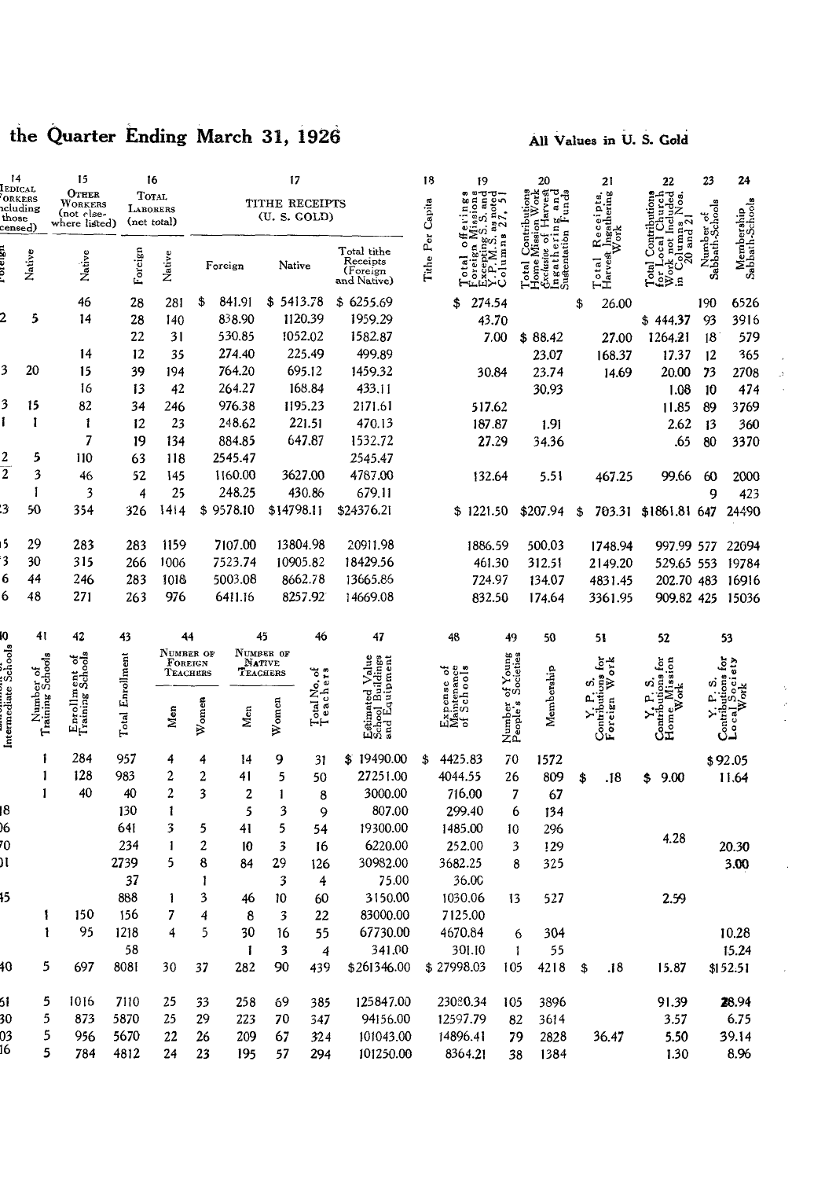# the Quarter Ending March 31, 1926

**All Values in U. S. Gold**

| 14 Medical Workers (including those licensed) | | 15 Other Workers (not elsewhere listed) | 16 Total Laborers (net total) | | 17 Tithe Receipts (U. S. Gold) | | | 18 | 19 | 20 | 21 | 22 | 23 | 24 |
|---|---|---|---|---|---|---|---|---|---|---|---|---|---|---|
| Foreign | Native | Native | Foreign | Native | Foreign | Native | Total tithe Receipts (Foreign and Native) | Tithe Per Capita | Total offerings Foreign Missions Excepting S.S. and Y.P.M.S. as noted Columns 27, 51 | Total Contributions Home Mission Work Exclusive of Harvest Ingathering and Sustentation Funds | Total Receipts, Harvest Ingathering Work | Total Contributions for Local Church Work not Included in Columns Nos. 20 and 21 | Number of Sabbath-Schools | Membership Sabbath-Schools |
| | | 46 | 28 | 281 | $ 841.91 | $ 5413.78 | $ 6255.69 | | $ 274.54 | | $ 26.00 | | 190 | 6526 |
| 2 | 5 | 14 | 28 | 140 | 838.90 | 1120.39 | 1959.29 | | 43.70 | | | $ 444.37 | 93 | 3916 |
| | | | 22 | 31 | 530.85 | 1052.02 | 1582.87 | | 7.00 | $ 88.42 | 27.00 | 1264.21 | 18 | 579 |
| | | 14 | 12 | 35 | 274.40 | 225.49 | 499.89 | | | 23.07 | 168.37 | 17.37 | 12 | 365 |
| 3 | 20 | 15 | 39 | 194 | 764.20 | 695.12 | 1459.32 | | 30.84 | 23.74 | 14.69 | 20.00 | 73 | 2708 |
| | | 16 | 13 | 42 | 264.27 | 168.84 | 433.11 | | | 30.93 | | 1.08 | 10 | 474 |
| 3 | 15 | 82 | 34 | 246 | 976.38 | 1195.23 | 2171.61 | | 517.62 | | | 11.85 | 89 | 3769 |
| 1 | 1 | 1 | 12 | 23 | 248.62 | 221.51 | 470.13 | | 187.87 | 1.91 | | 2.62 | 13 | 360 |
| | | 7 | 19 | 134 | 884.85 | 647.87 | 1532.72 | | 27.29 | 34.36 | | .65 | 80 | 3370 |
| 2 | 5 | 110 | 63 | 118 | 2545.47 | | 2545.47 | | | | | | | |
| 2 | 3 | 46 | 52 | 145 | 1160.00 | 3627.00 | 4787.00 | | 132.64 | 5.51 | 467.25 | 99.66 | 60 | 2000 |
| | 1 | 3 | 4 | 25 | 248.25 | 430.86 | 679.11 | | | | | | 9 | 423 |
| 3 | 50 | 354 | 326 | 1414 | $ 9578.10 | $14798.11 | $24376.21 | | $ 1221.50 | $207.94 | $ 703.31 | $1861.81 | 647 | 24490 |
| 5 | 29 | 283 | 283 | 1159 | 7107.00 | 13804.98 | 20911.98 | | 1886.59 | 500.03 | 1748.94 | 997.99 | 577 | 22094 |
| 3 | 30 | 315 | 266 | 1006 | 7523.74 | 10905.82 | 18429.56 | | 461.30 | 312.51 | 2149.20 | 529.65 | 553 | 19784 |
| 6 | 44 | 246 | 283 | 1018 | 5003.08 | 8662.78 | 13665.86 | | 724.97 | 134.07 | 4831.45 | 202.70 | 483 | 16916 |
| 6 | 48 | 271 | 263 | 976 | 6411.16 | 8257.92 | 14669.08 | | 832.50 | 174.64 | 3361.95 | 909.82 | 425 | 15036 |

| 40 | 41 | 42 | 43 | 44 Number of Foreign Teachers | | 45 Number of Native Teachers | | 46 | 47 | 48 | 49 | 50 | 51 | 52 | 53 |
|---|---|---|---|---|---|---|---|---|---|---|---|---|---|---|---|
| Intermediate Schools | Number of Training Schools | Enrollment of Training Schools | Total Enrollment | Men | Women | Men | Women | Total No. of Teachers | Estimated Value School Buildings and Equipment | Expense of Maintenance of Schools | Number of Young People's Societies | Membership | Y. P. S. Contributions for Foreign Work | Y. P. S. Contributions for Home Mission Work | Y. P. S. Contributions for Local Society Work |
| | 1 | 284 | 957 | 4 | 4 | 14 | 9 | 31 | $ 19490.00 | $ 4425.83 | 70 | 1572 | | | $92.05 |
| | 1 | 128 | 983 | 2 | 2 | 41 | 5 | 50 | 27251.00 | 4044.55 | 26 | 809 | $ .18 | $ 9.00 | 11.64 |
| | 1 | 40 | 40 | 2 | 3 | 2 | 1 | 8 | 3000.00 | 716.00 | 7 | 67 | | | |
| 18 | | | 130 | 1 | | 5 | 3 | 9 | 807.00 | 299.40 | 6 | 134 | | | |
| 96 | | | 641 | 3 | 5 | 41 | 5 | 54 | 19300.00 | 1485.00 | 10 | 296 | | | |
| 70 | | | 234 | 1 | 2 | 10 | 3 | 16 | 6220.00 | 252.00 | 3 | 129 | | 4.28 | 20.30 |
| 01 | | | 2739 | 5 | 8 | 84 | 29 | 126 | 30982.00 | 3682.25 | 8 | 325 | | | 3.00 |
| | | | 37 | | 1 | | 3 | 4 | 75.00 | 36.00 | | | | | |
| 45 | | | 888 | 1 | 3 | 46 | 10 | 60 | 3150.00 | 1030.06 | 13 | 527 | | 2.59 | |
| | 1 | 150 | 156 | 7 | 4 | 8 | 3 | 22 | 83000.00 | 7125.00 | | | | | |
| | 1 | 95 | 1218 | 4 | 5 | 30 | 16 | 55 | 67730.00 | 4670.84 | 6 | 304 | | | 10.28 |
| | | | 58 | | | 1 | 3 | 4 | 341.00 | 301.10 | 1 | 55 | | | 15.24 |
| 40 | 5 | 697 | 8081 | 30 | 37 | 282 | 90 | 439 | $261346.00 | $ 27998.03 | 105 | 4218 | $ .18 | 15.87 | $152.51 |
| 51 | 5 | 1016 | 7110 | 25 | 33 | 258 | 69 | 385 | 125847.00 | 23080.34 | 105 | 3896 | | 91.39 | 28.94 |
| 30 | 5 | 873 | 5870 | 25 | 29 | 223 | 70 | 347 | 94156.00 | 12597.79 | 82 | 3614 | | 3.57 | 6.75 |
| 03 | 5 | 956 | 5670 | 22 | 26 | 209 | 67 | 324 | 101043.00 | 14896.41 | 79 | 2828 | 36.47 | 5.50 | 39.14 |
| 16 | 5 | 784 | 4812 | 24 | 23 | 195 | 57 | 294 | 101250.00 | 8364.21 | 38 | 1384 | | 1.30 | 8.96 |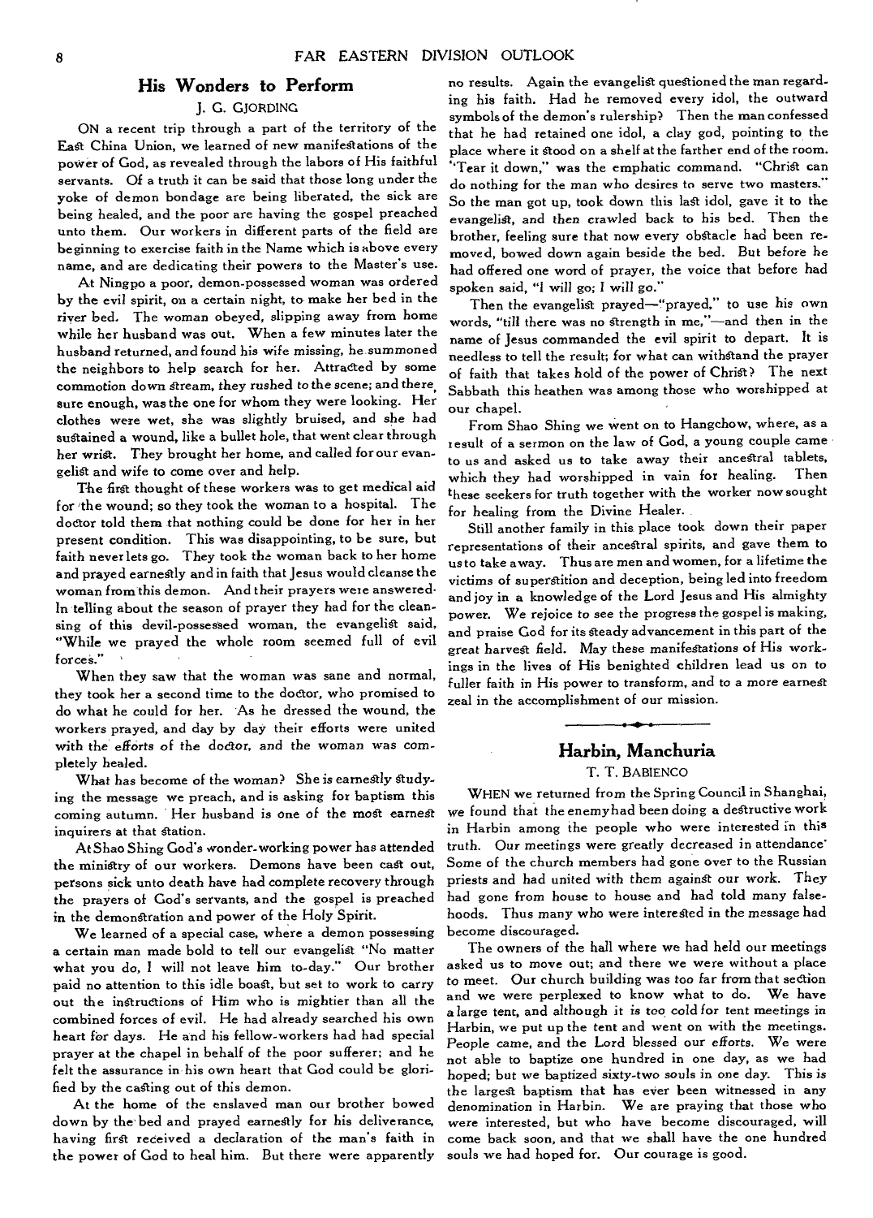## His Wonders to Perform

J. G. GJORDING

ON a recent trip through a part of the territory of the East China Union, we learned of new manifestations of the power of God, as revealed through the labors of His faithful servants. Of a truth it can be said that those long under the yoke of demon bondage are being liberated, the sick are being healed, and the poor are having the gospel preached unto them. Our workers in different parts of the field are beginning to exercise faith in the Name which is above every name, and are dedicating their powers to the Master's use.

At Ningpo a poor, demon-possessed woman was ordered by the evil spirit, on a certain night, to make her bed in the river bed. The woman obeyed, slipping away from home while her husband was out. When a few minutes later the husband returned, and found his wife missing, he summoned the neighbors to help search for her. Attracted by some commotion down stream, they rushed to the scene; and there, sure enough, was the one for whom they were looking. Her clothes were wet, she was slightly bruised, and she had sustained a wound, like a bullet hole, that went clear through her wrist. They brought her home, and called for our evangelist and wife to come over and help.

The first thought of these workers was to get medical aid for the wound; so they took the woman to a hospital. The doctor told them that nothing could be done for her in her present condition. This was disappointing, to be sure, but faith never lets go. They took the woman back to her home and prayed earnestly and in faith that Jesus would cleanse the woman from this demon. And their prayers were answered. In telling about the season of prayer they had for the cleansing of this devil-possessed woman, the evangelist said, "While we prayed the whole room seemed full of evil forces."

When they saw that the woman was sane and normal, they took her a second time to the doctor, who promised to do what he could for her. As he dressed the wound, the workers prayed, and day by day their efforts were united with the efforts of the doctor, and the woman was completely healed.

What has become of the woman? She is earnestly studying the message we preach, and is asking for baptism this coming autumn. Her husband is one of the most earnest inquirers at that station.

At Shao Shing God's wonder-working power has attended the ministry of our workers. Demons have been cast out, persons sick unto death have had complete recovery through the prayers of God's servants, and the gospel is preached in the demonstration and power of the Holy Spirit.

We learned of a special case, where a demon possessing a certain man made bold to tell our evangelist "No matter what you do, I will not leave him to-day." Our brother paid no attention to this idle boast, but set to work to carry out the instructions of Him who is mightier than all the combined forces of evil. He had already searched his own heart for days. He and his fellow-workers had had special prayer at the chapel in behalf of the poor sufferer; and he felt the assurance in his own heart that God could be glorified by the casting out of this demon.

At the home of the enslaved man our brother bowed down by the bed and prayed earnestly for his deliverance, having first received a declaration of the man's faith in the power of God to heal him. But there were apparently no results. Again the evangelist questioned the man regarding his faith. Had he removed every idol, the outward symbols of the demon's rulership? Then the man confessed that he had retained one idol, a clay god, pointing to the place where it stood on a shelf at the farther end of the room. "Tear it down," was the emphatic command. "Christ can do nothing for the man who desires to serve two masters." So the man got up, took down this last idol, gave it to the evangelist, and then crawled back to his bed. Then the brother, feeling sure that now every obstacle had been removed, bowed down again beside the bed. But before he had offered one word of prayer, the voice that before had spoken said, "I will go; I will go."

Then the evangelist prayed—"prayed," to use his own words, "till there was no strength in me,"—and then in the name of Jesus commanded the evil spirit to depart. It is needless to tell the result; for what can withstand the prayer of faith that takes hold of the power of Christ? The next Sabbath this heathen was among those who worshipped at our chapel.

From Shao Shing we went on to Hangchow, where, as a result of a sermon on the law of God, a young couple came to us and asked us to take away their ancestral tablets, which they had worshipped in vain for healing. Then these seekers for truth together with the worker now sought for healing from the Divine Healer.

Still another family in this place took down their paper representations of their ancestral spirits, and gave them to us to take away. Thus are men and women, for a lifetime the victims of superstition and deception, being led into freedom and joy in a knowledge of the Lord Jesus and His almighty power. We rejoice to see the progress the gospel is making, and praise God for its steady advancement in this part of the great harvest field. May these manifestations of His workings in the lives of His benighted children lead us on to fuller faith in His power to transform, and to a more earnest zeal in the accomplishment of our mission.

---

## Harbin, Manchuria

T. T. BABIENCO

WHEN we returned from the Spring Council in Shanghai, we found that the enemy had been doing a destructive work in Harbin among the people who were interested in this truth. Our meetings were greatly decreased in attendance. Some of the church members had gone over to the Russian priests and had united with them against our work. They had gone from house to house and had told many falsehoods. Thus many who were interested in the message had become discouraged.

The owners of the hall where we had held our meetings asked us to move out; and there we were without a place to meet. Our church building was too far from that section and we were perplexed to know what to do. We have a large tent, and although it is too cold for tent meetings in Harbin, we put up the tent and went on with the meetings. People came, and the Lord blessed our efforts. We were not able to baptize one hundred in one day, as we had hoped; but we baptized sixty-two souls in one day. This is the largest baptism that has ever been witnessed in any denomination in Harbin. We are praying that those who were interested, but who have become discouraged, will come back soon, and that we shall have the one hundred souls we had hoped for. Our courage is good.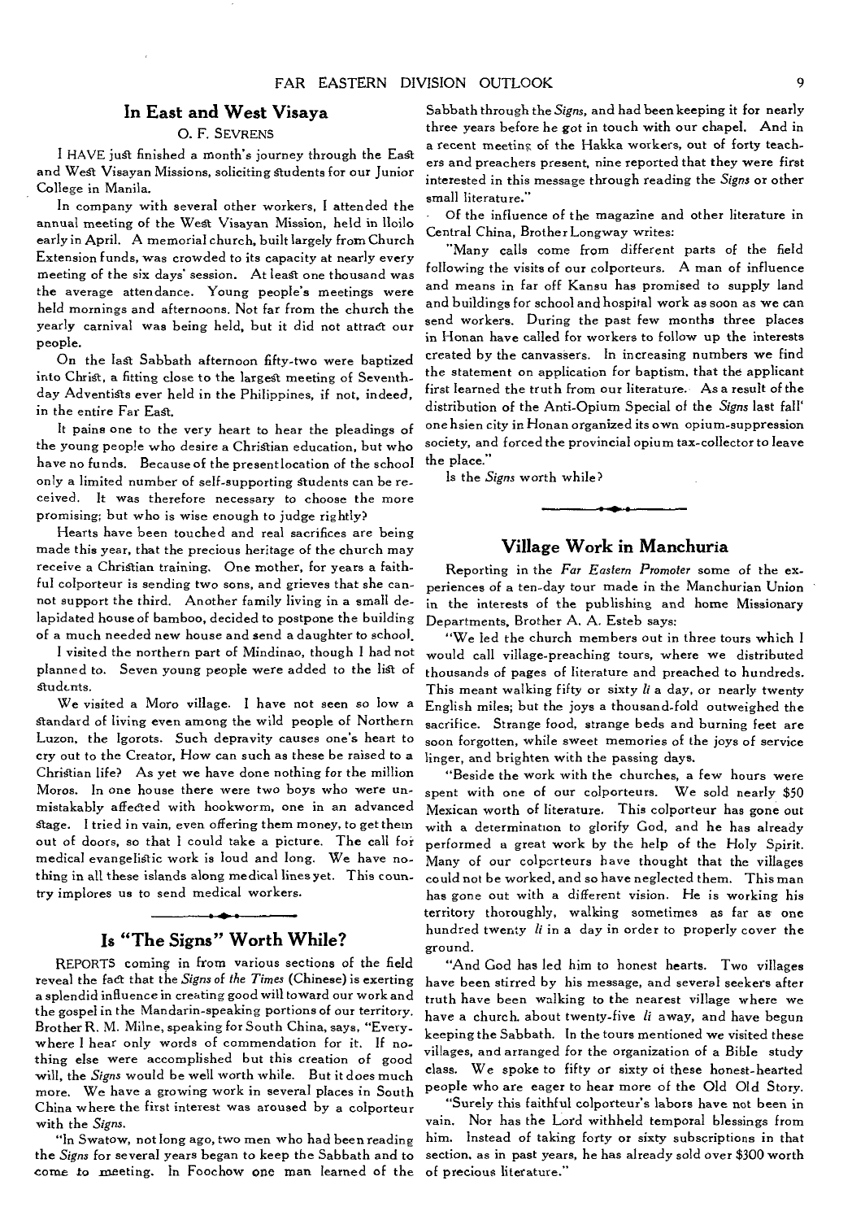## In East and West Visaya

O. F. SEVRENS

I HAVE just finished a month's journey through the East and West Visayan Missions, soliciting students for our Junior College in Manila.

In company with several other workers, I attended the annual meeting of the West Visayan Mission, held in Iloilo early in April. A memorial church, built largely from Church Extension funds, was crowded to its capacity at nearly every meeting of the six days' session. At least one thousand was the average attendance. Young people's meetings were held mornings and afternoons. Not far from the church the yearly carnival was being held, but it did not attract our people.

On the last Sabbath afternoon fifty-two were baptized into Christ, a fitting close to the largest meeting of Seventh-day Adventists ever held in the Philippines, if not, indeed, in the entire Far East.

It pains one to the very heart to hear the pleadings of the young people who desire a Christian education, but who have no funds. Because of the present location of the school only a limited number of self-supporting students can be received. It was therefore necessary to choose the more promising; but who is wise enough to judge rightly?

Hearts have been touched and real sacrifices are being made this year, that the precious heritage of the church may receive a Christian training. One mother, for years a faithful colporteur is sending two sons, and grieves that she cannot support the third. Another family living in a small dilapidated house of bamboo, decided to postpone the building of a much needed new house and send a daughter to school.

I visited the northern part of Mindinao, though I had not planned to. Seven young people were added to the list of students.

We visited a Moro village. I have not seen so low a standard of living even among the wild people of Northern Luzon, the Igorots. Such depravity causes one's heart to cry out to the Creator, How can such as these be raised to a Christian life? As yet we have done nothing for the million Moros. In one house there were two boys who were unmistakably affected with hookworm, one in an advanced stage. I tried in vain, even offering them money, to get them out of doors, so that I could take a picture. The call for medical evangelistic work is loud and long. We have nothing in all these islands along medical lines yet. This country implores us to send medical workers.

## Is "The Signs" Worth While?

REPORTS coming in from various sections of the field reveal the fact that the *Signs of the Times* (Chinese) is exerting a splendid influence in creating good will toward our work and the gospel in the Mandarin-speaking portions of our territory. Brother R. M. Milne, speaking for South China, says, "Everywhere I hear only words of commendation for it. If nothing else were accomplished but this creation of good will, the *Signs* would be well worth while. But it does much more. We have a growing work in several places in South China where the first interest was aroused by a colporteur with the *Signs*.

"In Swatow, not long ago, two men who had been reading the *Signs* for several years began to keep the Sabbath and to come to meeting. In Foochow one man learned of the Sabbath through the *Signs*, and had been keeping it for nearly three years before he got in touch with our chapel. And in a recent meeting of the Hakka workers, out of forty teachers and preachers present, nine reported that they were first interested in this message through reading the *Signs* or other small literature."

Of the influence of the magazine and other literature in Central China, Brother Longway writes:

"Many calls come from different parts of the field following the visits of our colporteurs. A man of influence and means in far off Kansu has promised to supply land and buildings for school and hospital work as soon as we can send workers. During the past few months three places in Honan have called for workers to follow up the interests created by the canvassers. In increasing numbers we find the statement on application for baptism, that the applicant first learned the truth from our literature. As a result of the distribution of the Anti-Opium Special of the *Signs* last fall one hsien city in Honan organized its own opium-suppression society, and forced the provincial opium tax-collector to leave the place."

Is the *Signs* worth while?

## Village Work in Manchuria

Reporting in the *Far Eastern Promoter* some of the experiences of a ten-day tour made in the Manchurian Union in the interests of the publishing and home Missionary Departments, Brother A. A. Esteb says:

"We led the church members out in three tours which I would call village-preaching tours, where we distributed thousands of pages of literature and preached to hundreds. This meant walking fifty or sixty *li* a day, or nearly twenty English miles; but the joys a thousand-fold outweighed the sacrifice. Strange food, strange beds and burning feet are soon forgotten, while sweet memories of the joys of service linger, and brighten with the passing days.

"Beside the work with the churches, a few hours were spent with one of our colporteurs. We sold nearly $50 Mexican worth of literature. This colporteur has gone out with a determination to glorify God, and he has already performed a great work by the help of the Holy Spirit. Many of our colporteurs have thought that the villages could not be worked, and so have neglected them. This man has gone out with a different vision. He is working his territory thoroughly, walking sometimes as far as one hundred twenty *li* in a day in order to properly cover the ground.

"And God has led him to honest hearts. Two villages have been stirred by his message, and several seekers after truth have been walking to the nearest village where we have a church, about twenty-five *li* away, and have begun keeping the Sabbath. In the tours mentioned we visited these villages, and arranged for the organization of a Bible study class. We spoke to fifty or sixty of these honest-hearted people who are eager to hear more of the Old Old Story.

"Surely this faithful colporteur's labors have not been in vain. Nor has the Lord withheld temporal blessings from him. Instead of taking forty or sixty subscriptions in that section, as in past years, he has already sold over $300 worth of precious literature."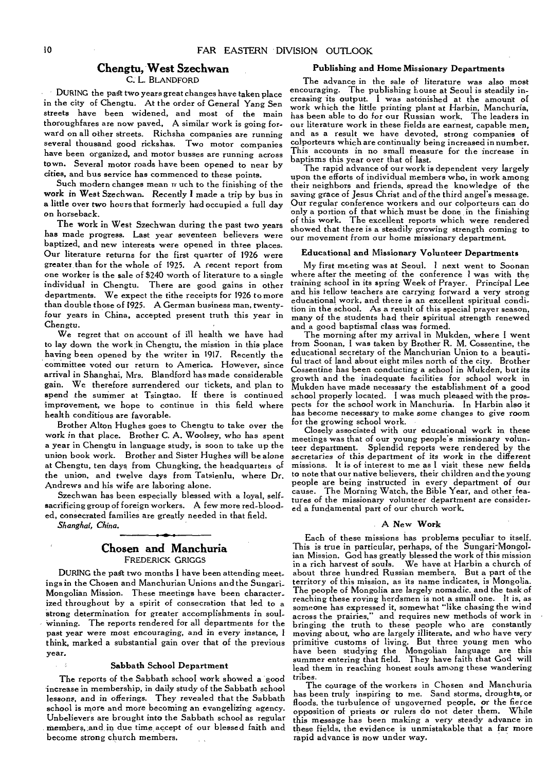## Chengtu, West Szechwan

C. L. BLANDFORD

DURING the past two years great changes have taken place in the city of Chengtu. At the order of General Yang Sen streets have been widened, and most of the main thoroughfares are now paved. A similar work is going forward on all other streets. Richsha companies are running several thousand good rickshas. Two motor companies have been organized, and motor busses are running across town. Several motor roads have been opened to near by cities, and bus service has commenced to these points.

Such modern changes mean much to the finishing of the work in West Szechwan. Recently I made a trip by bus in a little over two hours that formerly had occupied a full day on horseback.

The work in West Szechwan during the past two years has made progress. Last year seventeen believers were baptized, and new interests were opened in three places. Our literature returns for the first quarter of 1926 were greater than for the whole of 1925. A recent report from one worker is the sale of $240 worth of literature to a single individual in Chengtu. There are good gains in other departments. We expect the tithe receipts for 1926 to more than double those of 1925. A German business man, twenty-four years in China, accepted present truth this year in Chengtu.

We regret that on account of ill health we have had to lay down the work in Chengtu, the mission in this place having been opened by the writer in 1917. Recently the committee voted our return to America. However, since arrival in Shanghai, Mrs. Blandford has made considerable gain. We therefore surrendered our tickets, and plan to spend the summer at Tsingtao. If there is continued improvement, we hope to continue in this field where health conditions are favorable.

Brother Alton Hughes goes to Chengtu to take over the work in that place. Brother C. A. Woolsey, who has spent a year in Chengtu in language study, is soon to take up the union book work. Brother and Sister Hughes will be alone at Chengtu, ten days from Chungking, the headquarters of the union, and twelve days from Tatsienlu, where Dr. Andrews and his wife are laboring alone.

Szechwan has been especially blessed with a loyal, self-sacrificing group of foreign workers. A few more red-blooded, consecrated families are greatly needed in that field.

*Shanghai, China.*

## Chosen and Manchuria

FREDERICK GRIGGS

DURING the past two months I have been attending meetings in the Chosen and Manchurian Unions and the Sungari-Mongolian Mission. These meetings have been characterized throughout by a spirit of consecration that led to a strong determination for greater accomplishments in soul-winning. The reports rendered for all departments for the past year were most encouraging, and in every instance, I think, marked a substantial gain over that of the previous year.

### Sabbath School Department

The reports of the Sabbath school work showed a good increase in membership, in daily study of the Sabbath school lessons, and in offerings. They revealed that the Sabbath school is more and more becoming an evangelizing agency. Unbelievers are brought into the Sabbath school as regular members, and in due time accept of our blessed faith and become strong church members.

### Publishing and Home Missionary Departments

The advance in the sale of literature was also most encouraging. The publishing house at Seoul is steadily increasing its output. I was astonished at the amount of work which the little printing plant at Harbin, Manchuria, has been able to do for our Russian work. The leaders in our literature work in these fields are earnest, capable men, and as a result we have devoted, strong companies of colporteurs which are continually being increased in number. This accounts in no small measure for the increase in baptisms this year over that of last.

The rapid advance of our work is dependent very largely upon the efforts of individual members who, in work among their neighbors and friends, spread the knowledge of the saving grace of Jesus Christ and of the third angel's message. Our regular conference workers and our colporteurs can do only a portion of that which must be done in the finishing of this work. The excellent reports which were rendered showed that there is a steadily growing strength coming to our movement from our home missionary department.

### Educational and Missionary Volunteer Departments

My first meeting was at Seoul. I next went to Soonan where after the meeting of the conference I was with the training school in its spring Week of Prayer. Principal Lee and his fellow teachers are carrying forward a very strong educational work, and there is an excellent spiritual condition in the school. As a result of this special prayer season, many of the students had their spiritual strength renewed and a good baptismal class was formed.

The morning after my arrival in Mukden, where I went from Soonan, I was taken by Brother R. M. Cossentine, the educational secretary of the Manchurian Union to a beautiful tract of land about eight miles north of the city. Brother Cossentine has been conducting a school in Mukden, but its growth and the inadequate facilities for school work in Mukden have made necessary the establishment of a good school properly located. I was much pleased with the prospects for the school work in Manchuria. In Harbin also it has become necessary to make some changes to give room for the growing school work.

Closely associated with our educational work in these meetings was that of our young people's missionary volunteer department. Splendid reports were rendered by the secretaries of this department of its work in the different missions. It is of interest to me as I visit these new fields to note that our native believers, their children and the young people are being instructed in every department of our cause. The Morning Watch, the Bible Year, and other features of the missionary volunteer department are considered a fundamental part of our church work.

### A New Work

Each of these missions has problems peculiar to itself. This is true in particular, perhaps, of the Sungari-Mongolian Mission. God has greatly blessed the work of this mission in a rich harvest of souls. We have at Harbin a church of about three hundred Russian members. But a part of the territory of this mission, as its name indicates, is Mongolia. The people of Mongolia are largely nomadic, and the task of reaching these roving herdsmen is not a small one. It is, as someone has expressed it, somewhat "like chasing the wind across the prairies," and requires new methods of work in bringing the truth to these people who are constantly moving about, who are largely illiterate, and who have very primitive customs of living. But three young men who have been studying the Mongolian language are this summer entering that field. They have faith that God will lead them in reaching honest souls among these wandering tribes.

The courage of the workers in Chosen and Manchuria has been truly inspiring to me. Sand storms, droughts, or floods, the turbulence of ungoverned people, or the fierce opposition of priests or rulers do not deter them. While this message has been making a very steady advance in these fields, the evidence is unmistakable that a far more rapid advance is now under way.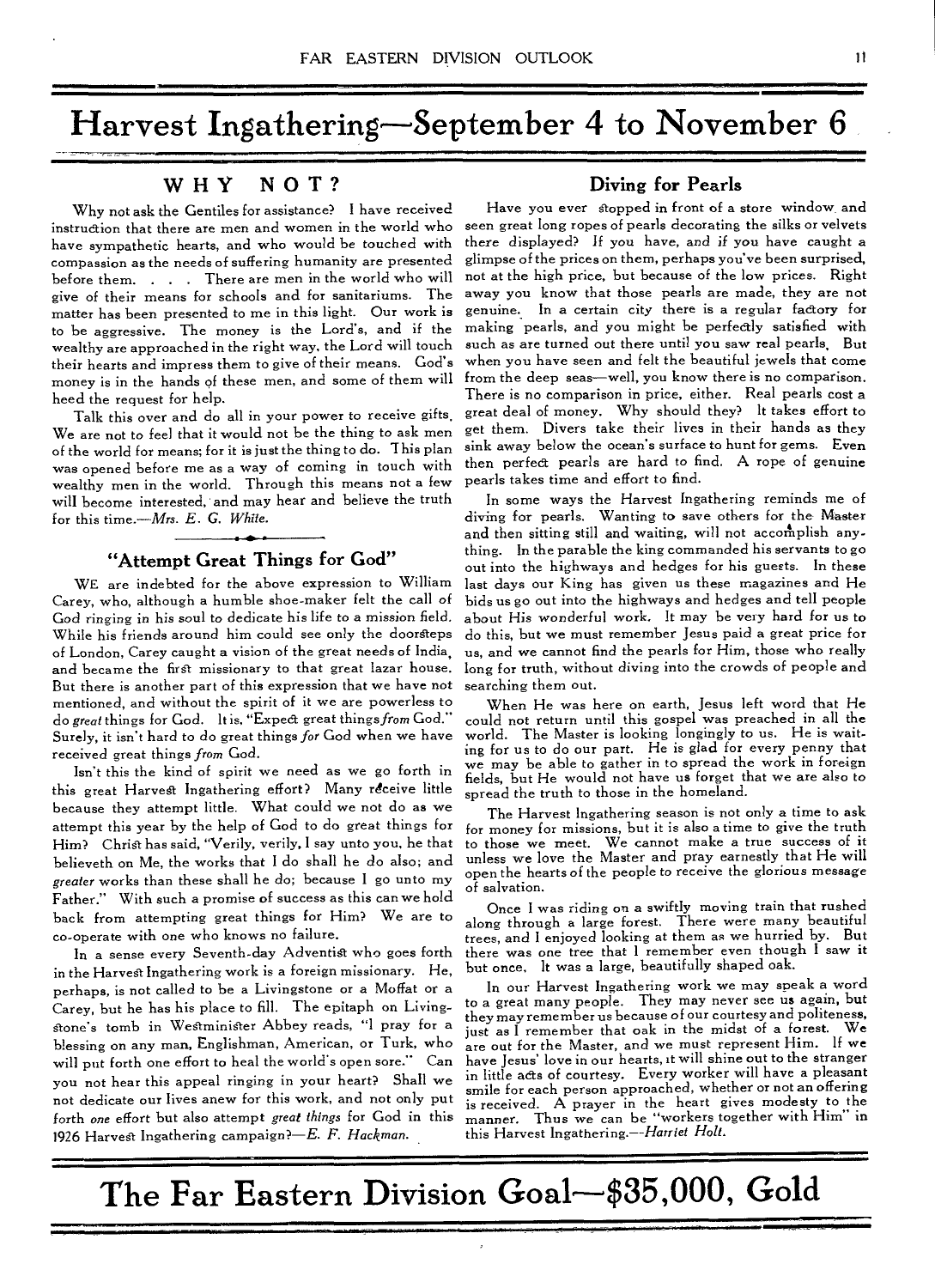# Harvest Ingathering—September 4 to November 6

## WHY NOT?

Why not ask the Gentiles for assistance? I have received instruction that there are men and women in the world who have sympathetic hearts, and who would be touched with compassion as the needs of suffering humanity are presented before them. . . . There are men in the world who will give of their means for schools and for sanitariums. The matter has been presented to me in this light. Our work is to be aggressive. The money is the Lord's, and if the wealthy are approached in the right way, the Lord will touch their hearts and impress them to give of their means. God's money is in the hands of these men, and some of them will heed the request for help.

Talk this over and do all in your power to receive gifts. We are not to feel that it would not be the thing to ask men of the world for means; for it is just the thing to do. This plan was opened before me as a way of coming in touch with wealthy men in the world. Through this means not a few will become interested, and may hear and believe the truth for this time.—*Mrs. E. G. White.*

## "Attempt Great Things for God"

WE are indebted for the above expression to William Carey, who, although a humble shoe-maker felt the call of God ringing in his soul to dedicate his life to a mission field. While his friends around him could see only the doorsteps of London, Carey caught a vision of the great needs of India, and became the first missionary to that great lazar house. But there is another part of this expression that we have not mentioned, and without the spirit of it we are powerless to do *great* things for God. It is, "Expect great things *from* God." Surely, it isn't hard to do great things *for* God when we have received great things *from* God.

Isn't this the kind of spirit we need as we go forth in this great Harvest Ingathering effort? Many receive little because they attempt little. What could we not do as we attempt this year by the help of God to do great things for Him? Christ has said, "Verily, verily, I say unto you, he that believeth on Me, the works that I do shall he do also; and *greater* works than these shall he do; because I go unto my Father." With such a promise of success as this can we hold back from attempting great things for Him? We are to co-operate with one who knows no failure.

In a sense every Seventh-day Adventist who goes forth in the Harvest Ingathering work is a foreign missionary. He, perhaps, is not called to be a Livingstone or a Moffat or a Carey, but he has his place to fill. The epitaph on Livingstone's tomb in Westminster Abbey reads, "I pray for a blessing on any man, Englishman, American, or Turk, who will put forth one effort to heal the world's open sore." Can you not hear this appeal ringing in your heart? Shall we not dedicate our lives anew for this work, and not only put forth *one* effort but also attempt *great things* for God in this 1926 Harvest Ingathering campaign?—*E. F. Hackman.*

## Diving for Pearls

Have you ever stopped in front of a store window and seen great long ropes of pearls decorating the silks or velvets there displayed? If you have, and if you have caught a glimpse of the prices on them, perhaps you've been surprised, not at the high price, but because of the low prices. Right away you know that those pearls are made, they are not genuine. In a certain city there is a regular factory for making pearls, and you might be perfectly satisfied with such as are turned out there until you saw real pearls. But when you have seen and felt the beautiful jewels that come from the deep seas—well, you know there is no comparison. There is no comparison in price, either. Real pearls cost a great deal of money. Why should they? It takes effort to get them. Divers take their lives in their hands as they sink away below the ocean's surface to hunt for gems. Even then perfect pearls are hard to find. A rope of genuine pearls takes time and effort to find.

In some ways the Harvest Ingathering reminds me of diving for pearls. Wanting to save others for the Master and then sitting still and waiting, will not accomplish anything. In the parable the king commanded his servants to go out into the highways and hedges for his guests. In these last days our King has given us these magazines and He bids us go out into the highways and hedges and tell people about His wonderful work. It may be very hard for us to do this, but we must remember Jesus paid a great price for us, and we cannot find the pearls for Him, those who really long for truth, without diving into the crowds of people and searching them out.

When He was here on earth, Jesus left word that He could not return until this gospel was preached in all the world. The Master is looking longingly to us. He is waiting for us to do our part. He is glad for every penny that we may be able to gather in to spread the work in foreign fields, but He would not have us forget that we are also to spread the truth to those in the homeland.

The Harvest Ingathering season is not only a time to ask for money for missions, but it is also a time to give the truth to those we meet. We cannot make a true success of it unless we love the Master and pray earnestly that He will open the hearts of the people to receive the glorious message of salvation.

Once I was riding on a swiftly moving train that rushed along through a large forest. There were many beautiful trees, and I enjoyed looking at them as we hurried by. But there was one tree that I remember even though I saw it but once. It was a large, beautifully shaped oak.

In our Harvest Ingathering work we may speak a word to a great many people. They may never see us again, but they may remember us because of our courtesy and politeness, just as I remember that oak in the midst of a forest. We are out for the Master, and we must represent Him. If we have Jesus' love in our hearts, it will shine out to the stranger in little acts of courtesy. Every worker will have a pleasant smile for each person approached, whether or not an offering is received. A prayer in the heart gives modesty to the manner. Thus we can be "workers together with Him" in this Harvest Ingathering.—*Harriet Holt.*

# The Far Eastern Division Goal—$35,000, Gold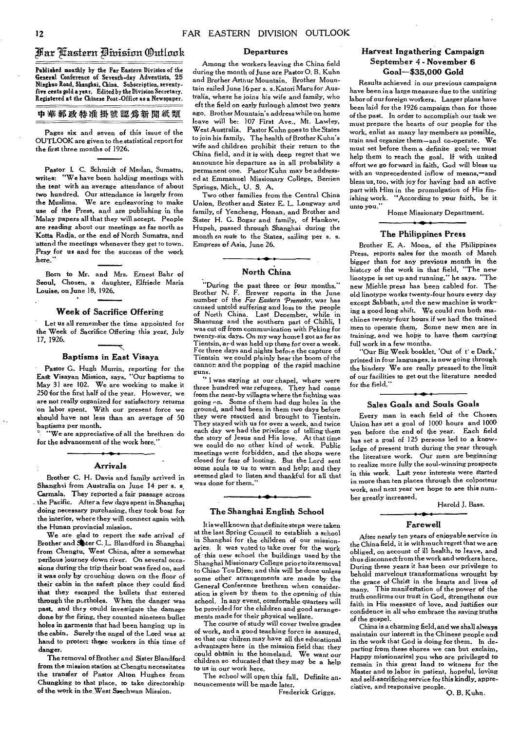# Far Eastern Division Outlook

**Published monthly by the Far Eastern Division of the General Conference of Seventh-day Adventists, 25 Ningkuo Road, Shanghai, China. Subscription, seventy-five cents gold a year. Edited by the Division Secretary. Registered at the Chinese Post-Office as a Newspaper.**

中華郵政特准掛號認爲新聞紙類

Pages six and seven of this issue of the OUTLOOK are given to the statistical report for the first three months of 1926.

Pastor I. C. Schmidt of Medan, Sumatra, writes: "We have been holding meetings with the tent with an average attendance of about two hundred. Our attendance is largely from the Muslims. We are endeavoring to make use of the Press, and are publishing in the Malay papers all that they will accept. People are reading about our meetings as far north as Kotta Radja, or the end of North Sumatra, and attend the meetings whenever they get to town. Pray for us and for the success of the work here."

Born to Mr. and Mrs. Ernest Bahr of Seoul, Chosen, a daughter, Elfriede Maria Louise, on June 18, 1926.

### Week of Sacrifice Offering

Let us all remember the time appointed for the Week of Sacrifice Offering this year, July 17, 1926.

### Baptisms in East Visaya

Pastor G. Hugh Murrin, reporting for the East Visayan Mission, says, "Our baptisms to May 31 are 102. We are working to make it 250 for the first half of the year. However, we are not really organized for satisfactory returns on labor spent. With our present force we should have not less than an average of 50 baptisms per month.

"We are appreciative of all the brethren do for the advancement of the work here."

### Arrivals

Brother C. H. Davis and family arrived in Shanghai from Australia on June 14 per s. s. Carmala. They reported a fair passage across the Pacific. After a few days spent in Shanghai doing necessary purchasing, they took boat for the interior, where they will connect again with the Hunan provincial mission.

We are glad to report the safe arrival of Brother and Sister C. L. Blandford in Shanghai from Chengtu, West China, after a somewhat perilous journey down river. On several occasions during the trip their boat was fired on, and it was only by crouching down on the floor of their cabin in the safest place they could find that they escaped the bullets that entered through the portholes. When the danger was past, and they could investigate the damage done by the firing, they counted nineteen bullet holes in garments that had been hanging up in the cabin. Surely the angel of the Lord was at hand to protect these workers in this time of danger.

The removal of Brother and Sister Blandford from the mission station at Chengtu necessitates the transfer of Pastor Alton Hughes from Chungking to that place, to take directorship of the work in the West Szechwan Mission.

### Departures

Among the workers leaving the China field during the month of June are Pastor O. B. Kuhn and Brother Arthur Mountain. Brother Mountain sailed June 16 per s. s. Katori Maru for Australia, where he joins his wife and family, who left the field on early furlough almost two years ago. Brother Mountain's address while on home leave will be: 107 First Ave., Mt. Lawley, West Australia. Pastor Kuhn goes to the States to join his family. The health of Brother Kuhn's wife and children prohibit their return to the China field, and it is with deep regret that we announce his departure as in all probability a permanent one. Pastor Kuhn may be addressed at Emmanuel Missionary College, Berrien Springs, Mich., U. S. A.

Two other families from the Central China Union, Brother and Sister E. L. Longway and family, of Yencheng, Honan, and Brother and Sister H. G. Bogar and family, of Hankow, Hupeh, passed through Shanghai during the month *en route* to the States, sailing per s. s. Empress of Asia, June 26.

### North China

"During the past three or four months," Brother N. F. Brewer reports in the June number of the *Far Eastern Promoter*, war has caused untold suffering and loss to the people of North China. Last December, while in Shantung and the southern part of Chihli, I was cut off from communication with Peking for twenty-six days. On my way home I got as far as Tientsin, and was held up there for over a week. For three days and nights before the capture of Tientsin we could plainly hear the boom of the cannon and the popping of the rapid machine guns.

"I was staying at our chapel, where were three hundred war refugees. They had come from the near-by villages where the fighting was going on. Some of them had dug holes in the ground, and had been in them two days before they were rescued and brought to Tientsin. They stayed with us for over a week, and twice each day we had the privilege of telling them the story of Jesus and His love. At that time we could do no other kind of work. Public meetings were forbidden, and the shops were closed for fear of looting. But the Lord sent some souls to us to warn and help; and they seemed glad to listen and thankful for all that was done for them."

### The Shanghai English School

It is well known that definite steps were taken at the last Spring Council to establish a school in Shanghai for the children of our missionaries. It was voted to take over for the work of this new school the buildings used by the Shanghai Missionary College prior to its removal to Chiao Tou Djen; and this will be done unless some other arrangements are made by the General Conference brethren when consideration is given by them to the opening of this school. In any event, comfortable quarters will be provided for the children and good arrangements made for their physical welfare.

The course of study will cover twelve grades of work, and a good teaching force is assured, so that our chilren may have all the educational advantages here in the mission field that they could obtain in the homeland. We want our children so educated that they may be a help to us in our work here.

The school will open this fall. Definite announcements will be made later.

Frederick Griggs.

### Harvest Ingathering Campaign
### September 4 - November 6
### Goal—$35,000 Gold

Results achieved in our previous campaigns have been in a large measure due to the untiring labor of our foreign workers. Larger plans have been laid for the 1926 campaign than for those of the past. In order to accomplish our task we must prepare the hearts of our people for the work, enlist as many lay members as possible, train and organize them—and co-operate. We must set before them a definite goal; we must help them to reach the goal. If with united effort we go forward in faith, God will bless us with an unprecedented inflow of means,—and bless us, too, with joy for having had an active part with Him in the promulgation of His finishing work. "According to your faith, be it unto you."

Home Missionary Department.

### The Philippines Press

Brother E. A. Moon, of the Philippines Press, reports sales for the month of March bigger than for any previous month in the history of the work in that field. "The new linotype is set up and running," he says. "The new Miehle press has been cabled for. The old linotype works twenty-four hours every day except Sabbath, and the new machine is working a good long shift. We could run both machines twenty-four hours if we had the trained men to operate them. Some new men are in training, and we hope to have them carrying full work in a few months.

"Our Big Week booklet, 'Out of t' e Dark,' printed in four languages, is now going through the bindery We are really pressed to the limit of our facilities to get out the literature needed for the field."

### Sales Goals and Souls Goals

Every man in each field of the Chosen Union has set a goal of 1000 hours and 1000 yen before the end of the year. Each field has set a goal of 125 persons led to a knowledge of present truth during the year through the literature work. Our men are beginning to realize more fully the soul-winning prospects in this work. Last year interests were started in more than ten places through the colporteur work, and next year we hope to see this number greatly increased.

Harold J. Bass.

### Farewell

After nearly ten years of enjoyable service in the China field, it is with much regret that we are obliged, on account of ill health, to leave, and thus disconnect from the work and workers here. During these years it has been our privilege to behold marvelous transformations wrought by the grace of Christ in the hearts and lives of many. This manifestation of the power of the truth confirms our trust in God, strengthens our faith in His message of love, and justifies our confidence in all who embrace the saving truths of the gospel.

China is a charming field, and we shall always maintain our interest in the Chinese people and in the work that God is doing for them. In departing from these shores we can but exclaim, Happy missionaries! you who are privileged to remain in this great land to witness for the Master and to labor in patient, hopeful, loving and self-sacrificing service for this kindly, appreciative, and responsive people.

O. B. Kuhn.